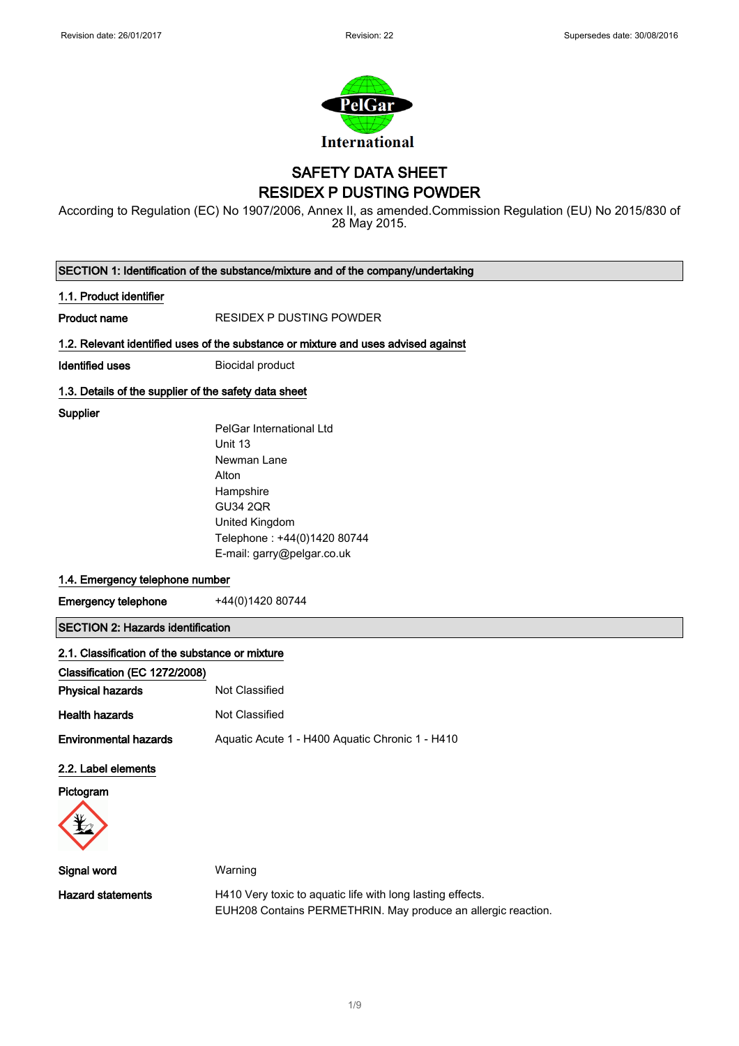# SAFETY DATA SHEET
# RESIDEX P DUSTING POWDER

According to Regulation (EC) No 1907/2006, Annex II, as amended.Commission Regulation (EU) No 2015/830 of 28 May 2015.

## SECTION 1: Identification of the substance/mixture and of the company/undertaking

### 1.1. Product identifier

**Product name** RESIDEX P DUSTING POWDER

### 1.2. Relevant identified uses of the substance or mixture and uses advised against

**Identified uses** Biocidal product

### 1.3. Details of the supplier of the safety data sheet

**Supplier**

PelGar International Ltd
Unit 13
Newman Lane
Alton
Hampshire
GU34 2QR
United Kingdom
Telephone : +44(0)1420 80744
E-mail: garry@pelgar.co.uk

### 1.4. Emergency telephone number

**Emergency telephone** +44(0)1420 80744

## SECTION 2: Hazards identification

### 2.1. Classification of the substance or mixture

**Classification (EC 1272/2008)**

**Physical hazards** Not Classified

**Health hazards** Not Classified

**Environmental hazards** Aquatic Acute 1 - H400 Aquatic Chronic 1 - H410

### 2.2. Label elements

**Pictogram**

**Signal word** Warning

**Hazard statements** H410 Very toxic to aquatic life with long lasting effects.
EUH208 Contains PERMETHRIN. May produce an allergic reaction.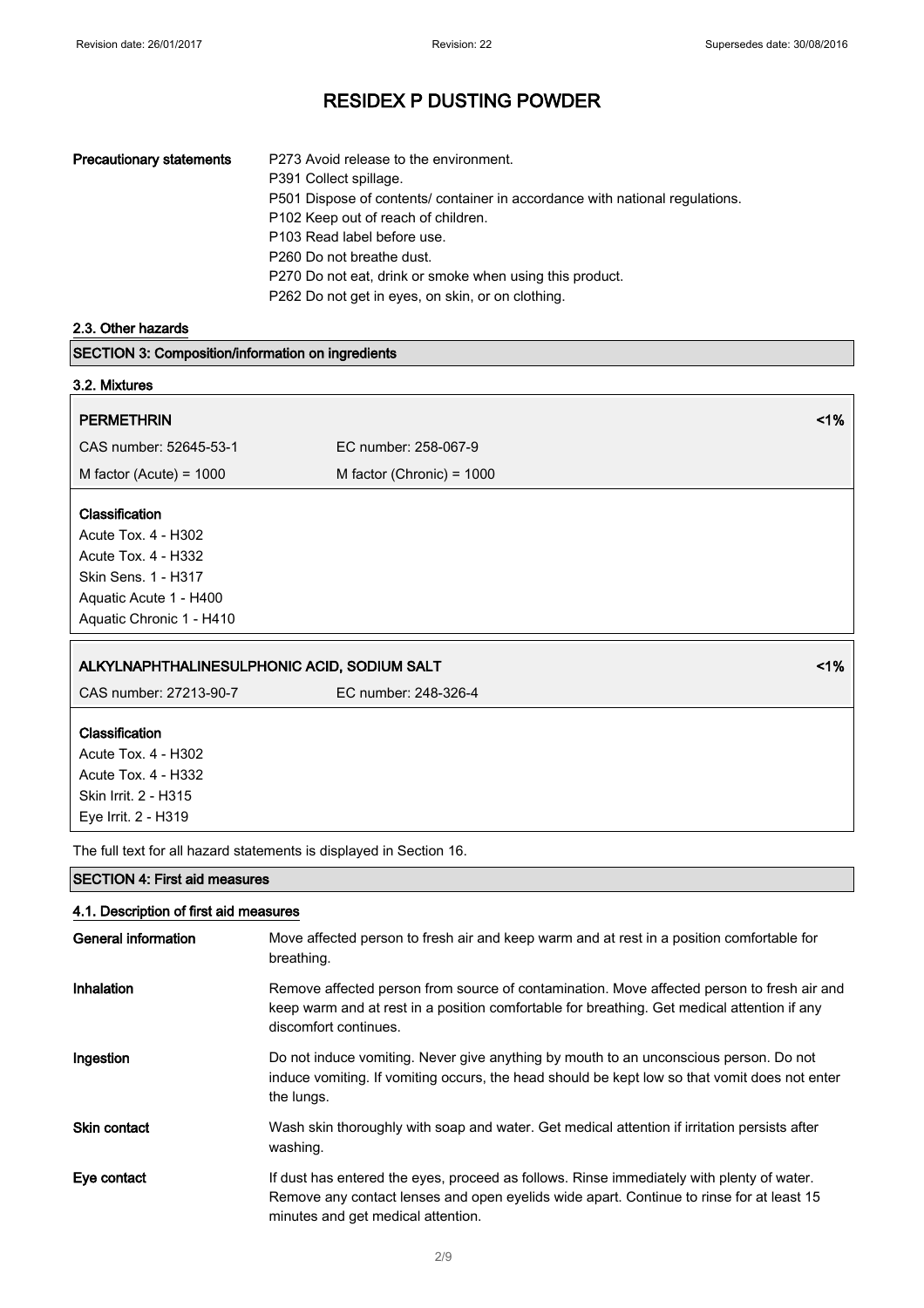# RESIDEX P DUSTING POWDER

**Precautionary statements**

P273 Avoid release to the environment.
P391 Collect spillage.
P501 Dispose of contents/ container in accordance with national regulations.
P102 Keep out of reach of children.
P103 Read label before use.
P260 Do not breathe dust.
P270 Do not eat, drink or smoke when using this product.
P262 Do not get in eyes, on skin, or on clothing.

### 2.3. Other hazards

## SECTION 3: Composition/information on ingredients

### 3.2. Mixtures

| PERMETHRIN | | <1% |
|---|---|---|
| CAS number: 52645-53-1 | EC number: 258-067-9 | |
| M factor (Acute) = 1000 | M factor (Chronic) = 1000 | |

**Classification**
Acute Tox. 4 - H302
Acute Tox. 4 - H332
Skin Sens. 1 - H317
Aquatic Acute 1 - H400
Aquatic Chronic 1 - H410

| ALKYLNAPHTHALINESULPHONIC ACID, SODIUM SALT | | <1% |
|---|---|---|
| CAS number: 27213-90-7 | EC number: 248-326-4 | |

**Classification**
Acute Tox. 4 - H302
Acute Tox. 4 - H332
Skin Irrit. 2 - H315
Eye Irrit. 2 - H319

The full text for all hazard statements is displayed in Section 16.

## SECTION 4: First aid measures

### 4.1. Description of first aid measures

**General information**
Move affected person to fresh air and keep warm and at rest in a position comfortable for breathing.

**Inhalation**
Remove affected person from source of contamination. Move affected person to fresh air and keep warm and at rest in a position comfortable for breathing. Get medical attention if any discomfort continues.

**Ingestion**
Do not induce vomiting. Never give anything by mouth to an unconscious person. Do not induce vomiting. If vomiting occurs, the head should be kept low so that vomit does not enter the lungs.

**Skin contact**
Wash skin thoroughly with soap and water. Get medical attention if irritation persists after washing.

**Eye contact**
If dust has entered the eyes, proceed as follows. Rinse immediately with plenty of water. Remove any contact lenses and open eyelids wide apart. Continue to rinse for at least 15 minutes and get medical attention.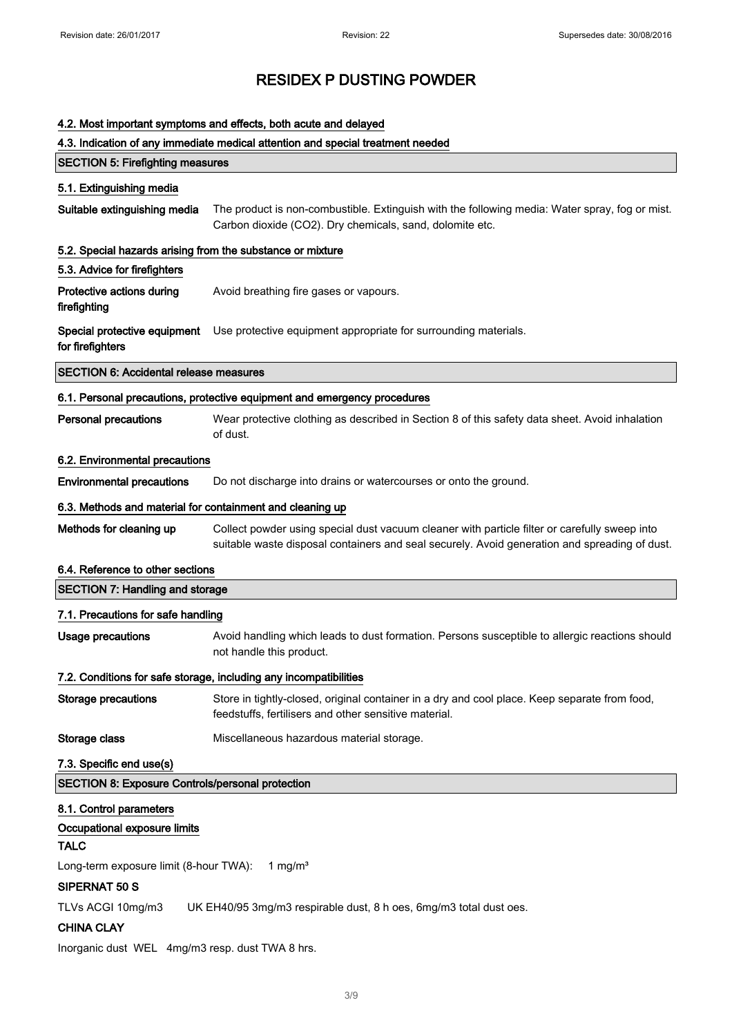# RESIDEX P DUSTING POWDER

#### 4.2. Most important symptoms and effects, both acute and delayed

#### 4.3. Indication of any immediate medical attention and special treatment needed

## SECTION 5: Firefighting measures

#### 5.1. Extinguishing media

**Suitable extinguishing media** The product is non-combustible. Extinguish with the following media: Water spray, fog or mist. Carbon dioxide ($CO_2$). Dry chemicals, sand, dolomite etc.

#### 5.2. Special hazards arising from the substance or mixture

#### 5.3. Advice for firefighters

**Protective actions during firefighting** Avoid breathing fire gases or vapours.

**Special protective equipment for firefighters** Use protective equipment appropriate for surrounding materials.

## SECTION 6: Accidental release measures

#### 6.1. Personal precautions, protective equipment and emergency procedures

**Personal precautions** Wear protective clothing as described in Section 8 of this safety data sheet. Avoid inhalation of dust.

#### 6.2. Environmental precautions

**Environmental precautions** Do not discharge into drains or watercourses or onto the ground.

#### 6.3. Methods and material for containment and cleaning up

**Methods for cleaning up** Collect powder using special dust vacuum cleaner with particle filter or carefully sweep into suitable waste disposal containers and seal securely. Avoid generation and spreading of dust.

#### 6.4. Reference to other sections

## SECTION 7: Handling and storage

#### 7.1. Precautions for safe handling

**Usage precautions** Avoid handling which leads to dust formation. Persons susceptible to allergic reactions should not handle this product.

#### 7.2. Conditions for safe storage, including any incompatibilities

**Storage precautions** Store in tightly-closed, original container in a dry and cool place. Keep separate from food, feedstuffs, fertilisers and other sensitive material.

**Storage class** Miscellaneous hazardous material storage.

#### 7.3. Specific end use(s)

## SECTION 8: Exposure Controls/personal protection

#### 8.1. Control parameters

#### Occupational exposure limits

**TALC**

Long-term exposure limit (8-hour TWA): 1 mg/m³

**SIPERNAT 50 S**

TLVs ACGI 10mg/m3 UK EH40/95 3mg/m3 respirable dust, 8 h oes, 6mg/m3 total dust oes.

**CHINA CLAY**

Inorganic dust WEL 4mg/m3 resp. dust TWA 8 hrs.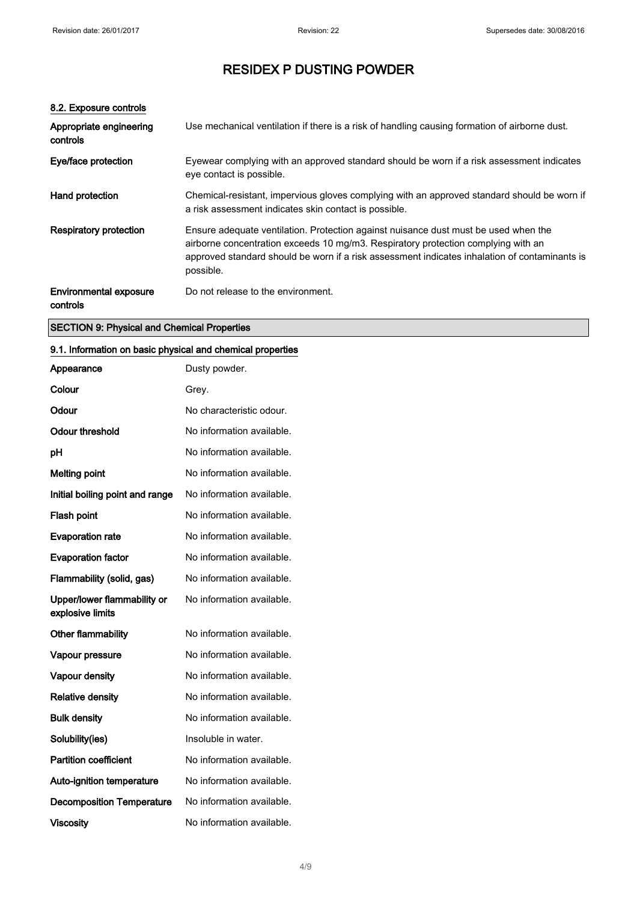### 8.2. Exposure controls

| | |
|---|---|
| **Appropriate engineering controls** | Use mechanical ventilation if there is a risk of handling causing formation of airborne dust. |
| **Eye/face protection** | Eyewear complying with an approved standard should be worn if a risk assessment indicates eye contact is possible. |
| **Hand protection** | Chemical-resistant, impervious gloves complying with an approved standard should be worn if a risk assessment indicates skin contact is possible. |
| **Respiratory protection** | Ensure adequate ventilation. Protection against nuisance dust must be used when the airborne concentration exceeds 10 mg/m3. Respiratory protection complying with an approved standard should be worn if a risk assessment indicates inhalation of contaminants is possible. |
| **Environmental exposure controls** | Do not release to the environment. |

## SECTION 9: Physical and Chemical Properties

### 9.1. Information on basic physical and chemical properties

| | |
|---|---|
| **Appearance** | Dusty powder. |
| **Colour** | Grey. |
| **Odour** | No characteristic odour. |
| **Odour threshold** | No information available. |
| **pH** | No information available. |
| **Melting point** | No information available. |
| **Initial boiling point and range** | No information available. |
| **Flash point** | No information available. |
| **Evaporation rate** | No information available. |
| **Evaporation factor** | No information available. |
| **Flammability (solid, gas)** | No information available. |
| **Upper/lower flammability or explosive limits** | No information available. |
| **Other flammability** | No information available. |
| **Vapour pressure** | No information available. |
| **Vapour density** | No information available. |
| **Relative density** | No information available. |
| **Bulk density** | No information available. |
| **Solubility(ies)** | Insoluble in water. |
| **Partition coefficient** | No information available. |
| **Auto-ignition temperature** | No information available. |
| **Decomposition Temperature** | No information available. |
| **Viscosity** | No information available. |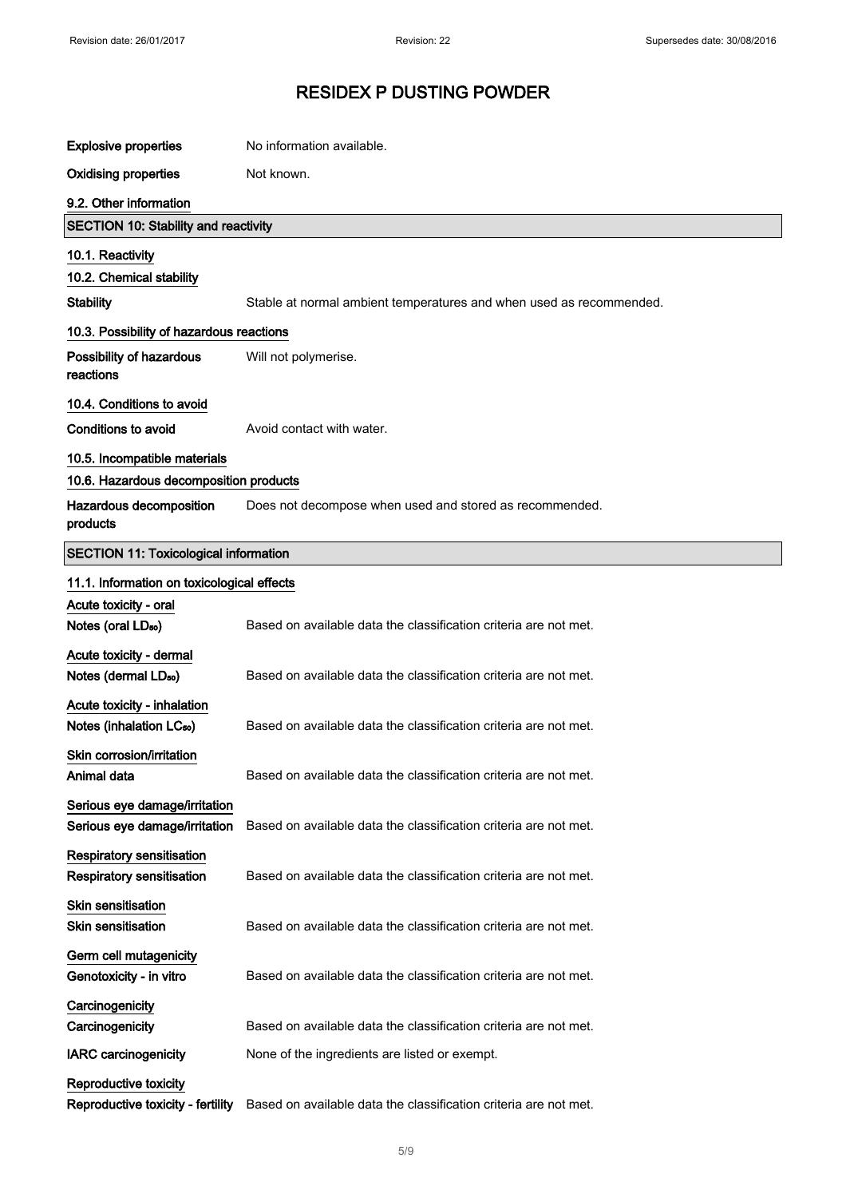# RESIDEX P DUSTING POWDER

**Explosive properties** No information available.

**Oxidising properties** Not known.

### 9.2. Other information

## SECTION 10: Stability and reactivity

### 10.1. Reactivity

### 10.2. Chemical stability

**Stability** Stable at normal ambient temperatures and when used as recommended.

### 10.3. Possibility of hazardous reactions

**Possibility of hazardous reactions** Will not polymerise.

### 10.4. Conditions to avoid

**Conditions to avoid** Avoid contact with water.

### 10.5. Incompatible materials

### 10.6. Hazardous decomposition products

**Hazardous decomposition products** Does not decompose when used and stored as recommended.

## SECTION 11: Toxicological information

### 11.1. Information on toxicological effects

**Acute toxicity - oral**

**Notes (oral $LD_{50}$)** Based on available data the classification criteria are not met.

**Acute toxicity - dermal**

**Notes (dermal $LD_{50}$)** Based on available data the classification criteria are not met.

**Acute toxicity - inhalation**

**Notes (inhalation $LC_{50}$)** Based on available data the classification criteria are not met.

**Skin corrosion/irritation**

**Animal data** Based on available data the classification criteria are not met.

**Serious eye damage/irritation**

**Serious eye damage/irritation** Based on available data the classification criteria are not met.

**Respiratory sensitisation**

**Respiratory sensitisation** Based on available data the classification criteria are not met.

**Skin sensitisation**

**Skin sensitisation** Based on available data the classification criteria are not met.

**Germ cell mutagenicity**

**Genotoxicity - in vitro** Based on available data the classification criteria are not met.

**Carcinogenicity**

**Carcinogenicity** Based on available data the classification criteria are not met.

**IARC carcinogenicity** None of the ingredients are listed or exempt.

**Reproductive toxicity**

**Reproductive toxicity - fertility** Based on available data the classification criteria are not met.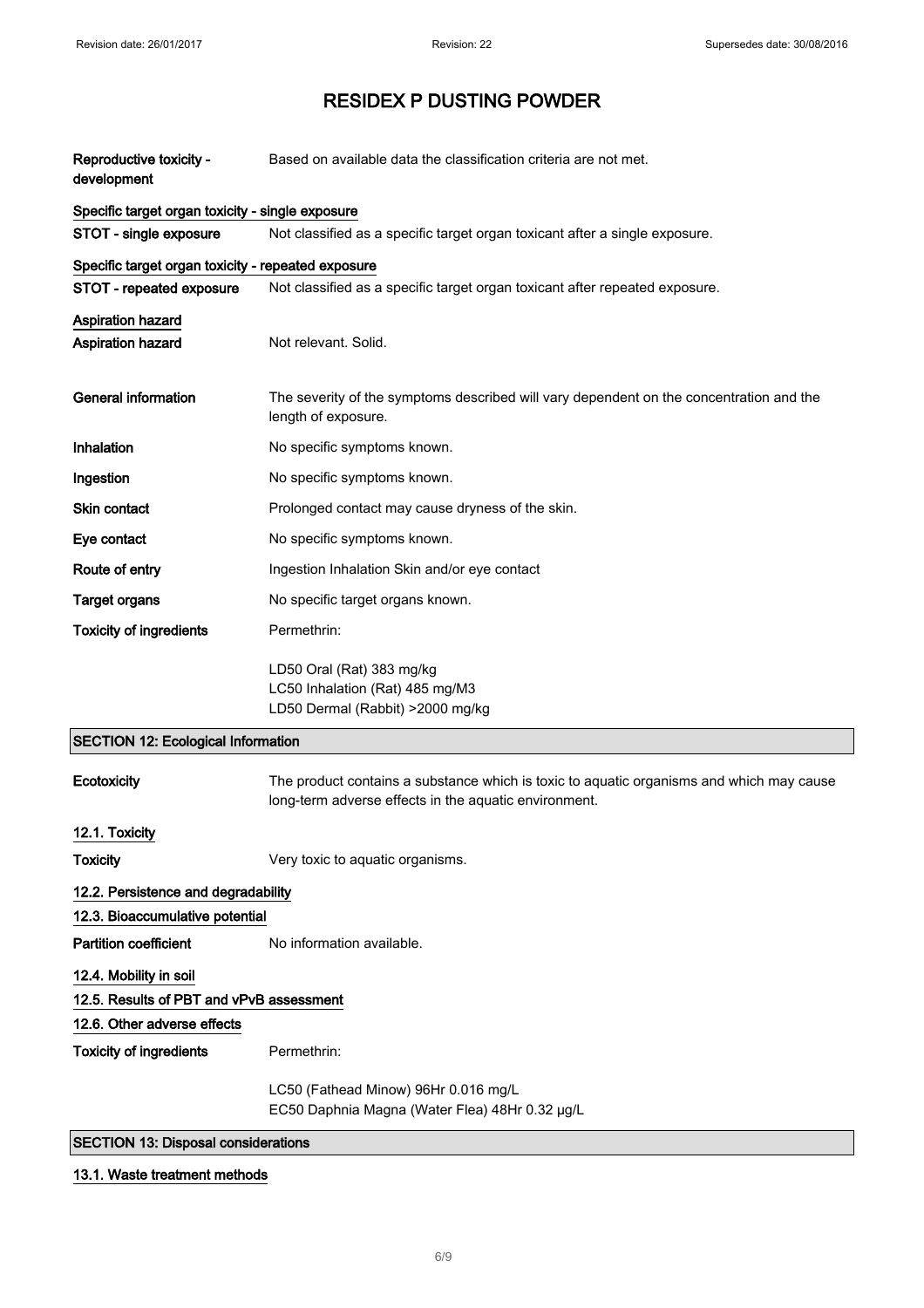# RESIDEX P DUSTING POWDER

**Reproductive toxicity - development** Based on available data the classification criteria are not met.

**Specific target organ toxicity - single exposure**

**STOT - single exposure** Not classified as a specific target organ toxicant after a single exposure.

**Specific target organ toxicity - repeated exposure**

**STOT - repeated exposure** Not classified as a specific target organ toxicant after repeated exposure.

**Aspiration hazard**

**Aspiration hazard** Not relevant. Solid.

**General information** The severity of the symptoms described will vary dependent on the concentration and the length of exposure.

**Inhalation** No specific symptoms known.

**Ingestion** No specific symptoms known.

**Skin contact** Prolonged contact may cause dryness of the skin.

**Eye contact** No specific symptoms known.

**Route of entry** Ingestion Inhalation Skin and/or eye contact

**Target organs** No specific target organs known.

**Toxicity of ingredients** Permethrin:

LD50 Oral (Rat) 383 mg/kg
LC50 Inhalation (Rat) 485 mg/M3
LD50 Dermal (Rabbit) >2000 mg/kg

## SECTION 12: Ecological Information

**Ecotoxicity** The product contains a substance which is toxic to aquatic organisms and which may cause long-term adverse effects in the aquatic environment.

### 12.1. Toxicity

**Toxicity** Very toxic to aquatic organisms.

### 12.2. Persistence and degradability

### 12.3. Bioaccumulative potential

**Partition coefficient** No information available.

### 12.4. Mobility in soil

### 12.5. Results of PBT and vPvB assessment

### 12.6. Other adverse effects

**Toxicity of ingredients** Permethrin:

LC50 (Fathead Minow) 96Hr 0.016 mg/L
EC50 Daphnia Magna (Water Flea) 48Hr 0.32 µg/L

## SECTION 13: Disposal considerations

### 13.1. Waste treatment methods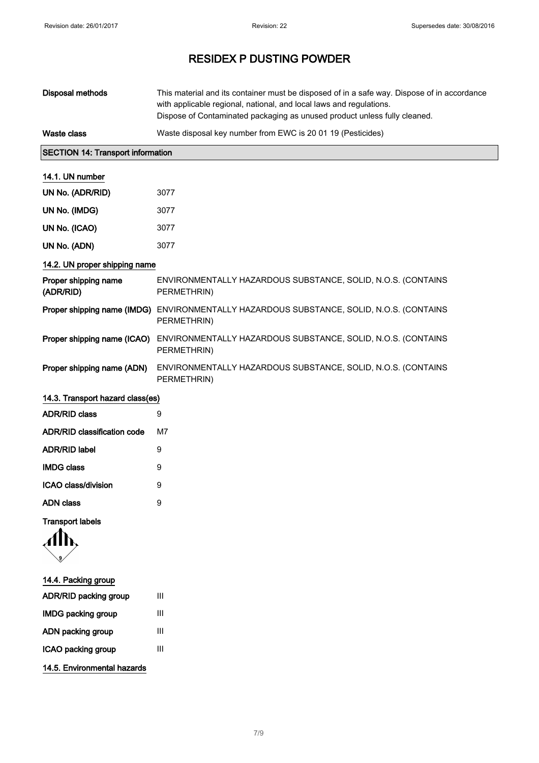# RESIDEX P DUSTING POWDER

| | |
|---|---|
| **Disposal methods** | This material and its container must be disposed of in a safe way. Dispose of in accordance with applicable regional, national, and local laws and regulations. Dispose of Contaminated packaging as unused product unless fully cleaned. |
| **Waste class** | Waste disposal key number from EWC is 20 01 19 (Pesticides) |

## SECTION 14: Transport information

### 14.1. UN number

| | |
|---|---|
| **UN No. (ADR/RID)** | 3077 |
| **UN No. (IMDG)** | 3077 |
| **UN No. (ICAO)** | 3077 |
| **UN No. (ADN)** | 3077 |

### 14.2. UN proper shipping name

| | |
|---|---|
| **Proper shipping name (ADR/RID)** | ENVIRONMENTALLY HAZARDOUS SUBSTANCE, SOLID, N.O.S. (CONTAINS PERMETHRIN) |
| **Proper shipping name (IMDG)** | ENVIRONMENTALLY HAZARDOUS SUBSTANCE, SOLID, N.O.S. (CONTAINS PERMETHRIN) |
| **Proper shipping name (ICAO)** | ENVIRONMENTALLY HAZARDOUS SUBSTANCE, SOLID, N.O.S. (CONTAINS PERMETHRIN) |
| **Proper shipping name (ADN)** | ENVIRONMENTALLY HAZARDOUS SUBSTANCE, SOLID, N.O.S. (CONTAINS PERMETHRIN) |

### 14.3. Transport hazard class(es)

| | |
|---|---|
| **ADR/RID class** | 9 |
| **ADR/RID classification code** | M7 |
| **ADR/RID label** | 9 |
| **IMDG class** | 9 |
| **ICAO class/division** | 9 |
| **ADN class** | 9 |

**Transport labels**

### 14.4. Packing group

| | |
|---|---|
| **ADR/RID packing group** | III |
| **IMDG packing group** | III |
| **ADN packing group** | III |
| **ICAO packing group** | III |

### 14.5. Environmental hazards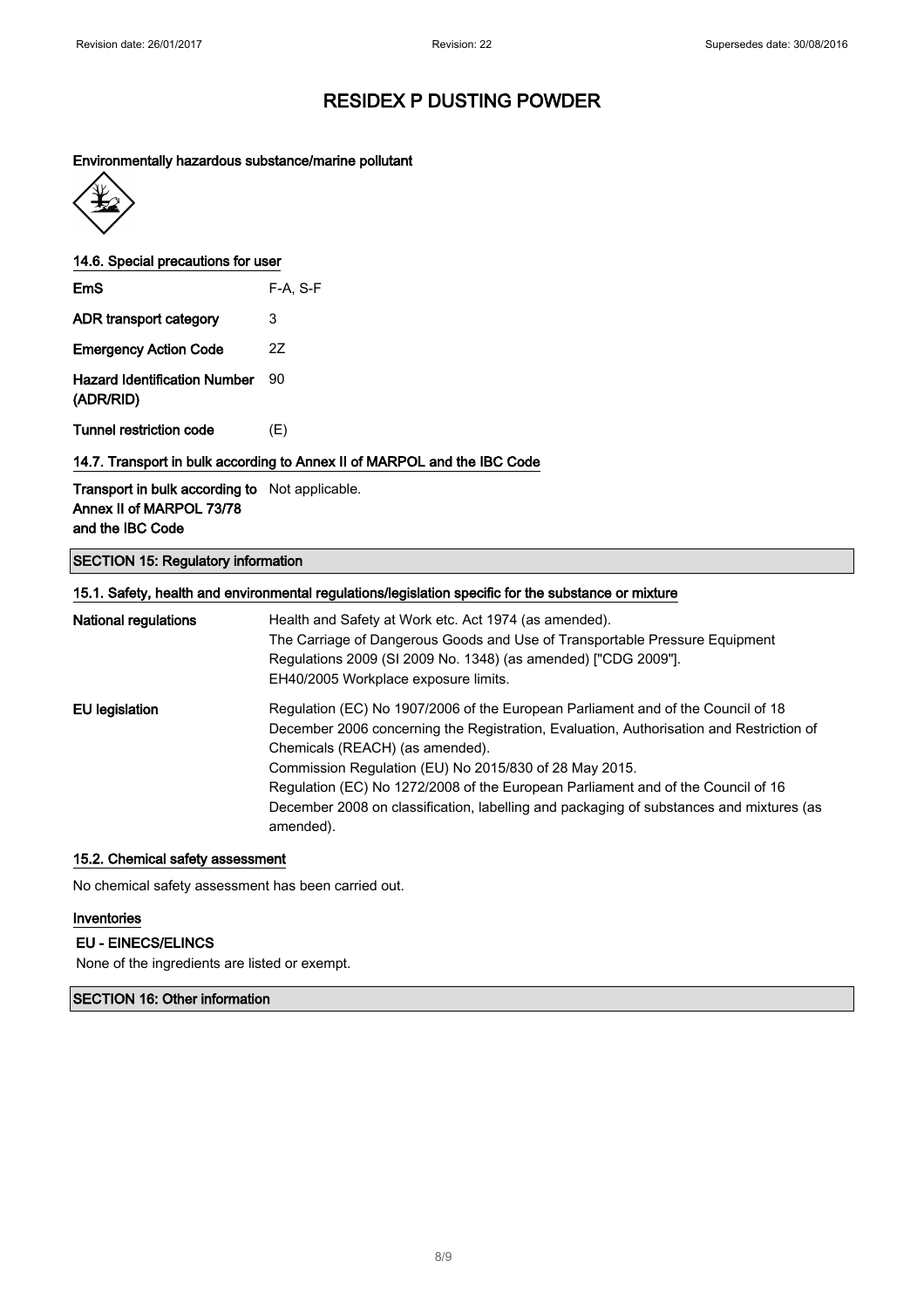# RESIDEX P DUSTING POWDER

**Environmentally hazardous substance/marine pollutant**

### 14.6. Special precautions for user

| | |
|---|---|
| **EmS** | F-A, S-F |
| **ADR transport category** | 3 |
| **Emergency Action Code** | 2Z |
| **Hazard Identification Number (ADR/RID)** | 90 |
| **Tunnel restriction code** | (E) |

### 14.7. Transport in bulk according to Annex II of MARPOL and the IBC Code

| | |
|---|---|
| **Transport in bulk according to Annex II of MARPOL 73/78 and the IBC Code** | Not applicable. |

## SECTION 15: Regulatory information

### 15.1. Safety, health and environmental regulations/legislation specific for the substance or mixture

| | |
|---|---|
| **National regulations** | Health and Safety at Work etc. Act 1974 (as amended).<br>The Carriage of Dangerous Goods and Use of Transportable Pressure Equipment Regulations 2009 (SI 2009 No. 1348) (as amended) ["CDG 2009"].<br>EH40/2005 Workplace exposure limits. |
| **EU legislation** | Regulation (EC) No 1907/2006 of the European Parliament and of the Council of 18 December 2006 concerning the Registration, Evaluation, Authorisation and Restriction of Chemicals (REACH) (as amended).<br>Commission Regulation (EU) No 2015/830 of 28 May 2015.<br>Regulation (EC) No 1272/2008 of the European Parliament and of the Council of 16 December 2008 on classification, labelling and packaging of substances and mixtures (as amended). |

### 15.2. Chemical safety assessment

No chemical safety assessment has been carried out.

### Inventories

**EU - EINECS/ELINCS**

None of the ingredients are listed or exempt.

## SECTION 16: Other information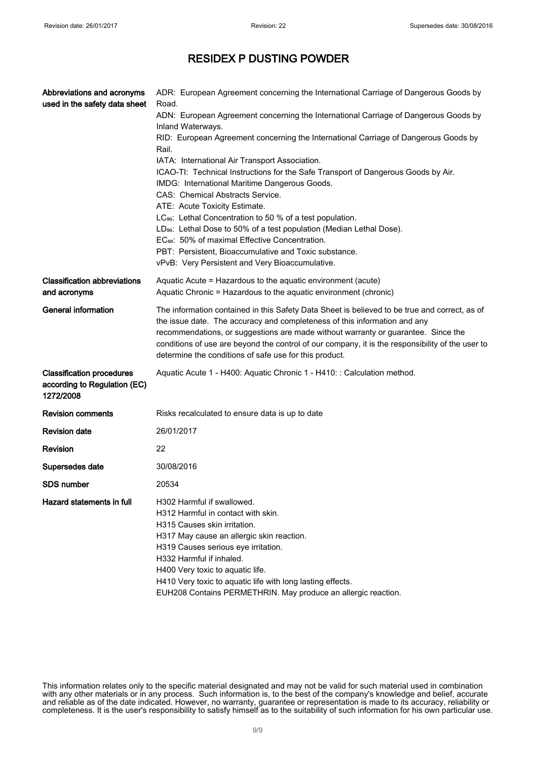# RESIDEX P DUSTING POWDER

| | |
|---|---|
| **Abbreviations and acronyms used in the safety data sheet** | ADR: European Agreement concerning the International Carriage of Dangerous Goods by Road.<br>ADN: European Agreement concerning the International Carriage of Dangerous Goods by Inland Waterways.<br>RID: European Agreement concerning the International Carriage of Dangerous Goods by Rail.<br>IATA: International Air Transport Association.<br>ICAO-TI: Technical Instructions for the Safe Transport of Dangerous Goods by Air.<br>IMDG: International Maritime Dangerous Goods.<br>CAS: Chemical Abstracts Service.<br>ATE: Acute Toxicity Estimate.<br>$LC_{50}$: Lethal Concentration to 50 % of a test population.<br>$LD_{50}$: Lethal Dose to 50% of a test population (Median Lethal Dose).<br>$EC_{50}$: 50% of maximal Effective Concentration.<br>PBT: Persistent, Bioaccumulative and Toxic substance.<br>vPvB: Very Persistent and Very Bioaccumulative. |
| **Classification abbreviations and acronyms** | Aquatic Acute = Hazardous to the aquatic environment (acute)<br>Aquatic Chronic = Hazardous to the aquatic environment (chronic) |
| **General information** | The information contained in this Safety Data Sheet is believed to be true and correct, as of the issue date. The accuracy and completeness of this information and any recommendations, or suggestions are made without warranty or guarantee. Since the conditions of use are beyond the control of our company, it is the responsibility of the user to determine the conditions of safe use for this product. |
| **Classification procedures according to Regulation (EC) 1272/2008** | Aquatic Acute 1 - H400: Aquatic Chronic 1 - H410: : Calculation method. |
| **Revision comments** | Risks recalculated to ensure data is up to date |
| **Revision date** | 26/01/2017 |
| **Revision** | 22 |
| **Supersedes date** | 30/08/2016 |
| **SDS number** | 20534 |
| **Hazard statements in full** | H302 Harmful if swallowed.<br>H312 Harmful in contact with skin.<br>H315 Causes skin irritation.<br>H317 May cause an allergic skin reaction.<br>H319 Causes serious eye irritation.<br>H332 Harmful if inhaled.<br>H400 Very toxic to aquatic life.<br>H410 Very toxic to aquatic life with long lasting effects.<br>EUH208 Contains PERMETHRIN. May produce an allergic reaction. |

This information relates only to the specific material designated and may not be valid for such material used in combination with any other materials or in any process. Such information is, to the best of the company's knowledge and belief, accurate and reliable as of the date indicated. However, no warranty, guarantee or representation is made to its accuracy, reliability or completeness. It is the user's responsibility to satisfy himself as to the suitability of such information for his own particular use.